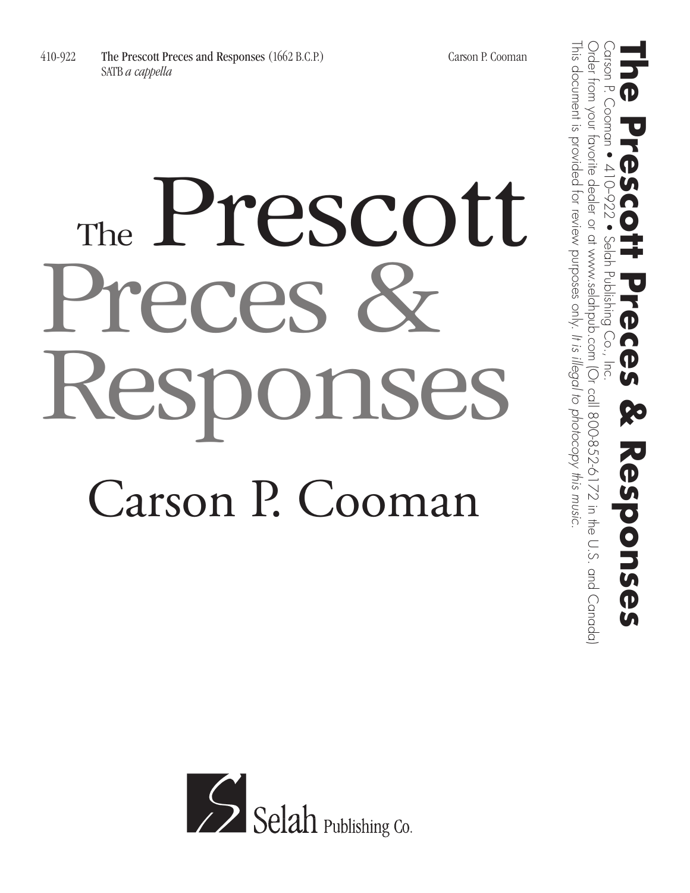410-922 **The Prescott Preces and Responses** (1662 B.C.P.) — Carson P. Cooman

SATB *a cappella*

# The Prescott Preces & Responses

## Carson P. Cooman

**The Prescott Preces & Responses**

Carson P. Cooman • 410-922 • Selah Publishing Co., Inc.

Order from your favorite dealer or at www.selahpub.com (Or call 800-852-6172 in the U.S. and Canada)

This document is provided for review purposes only. *It is illegal to photocopy this music.*

Selah Publishing Co.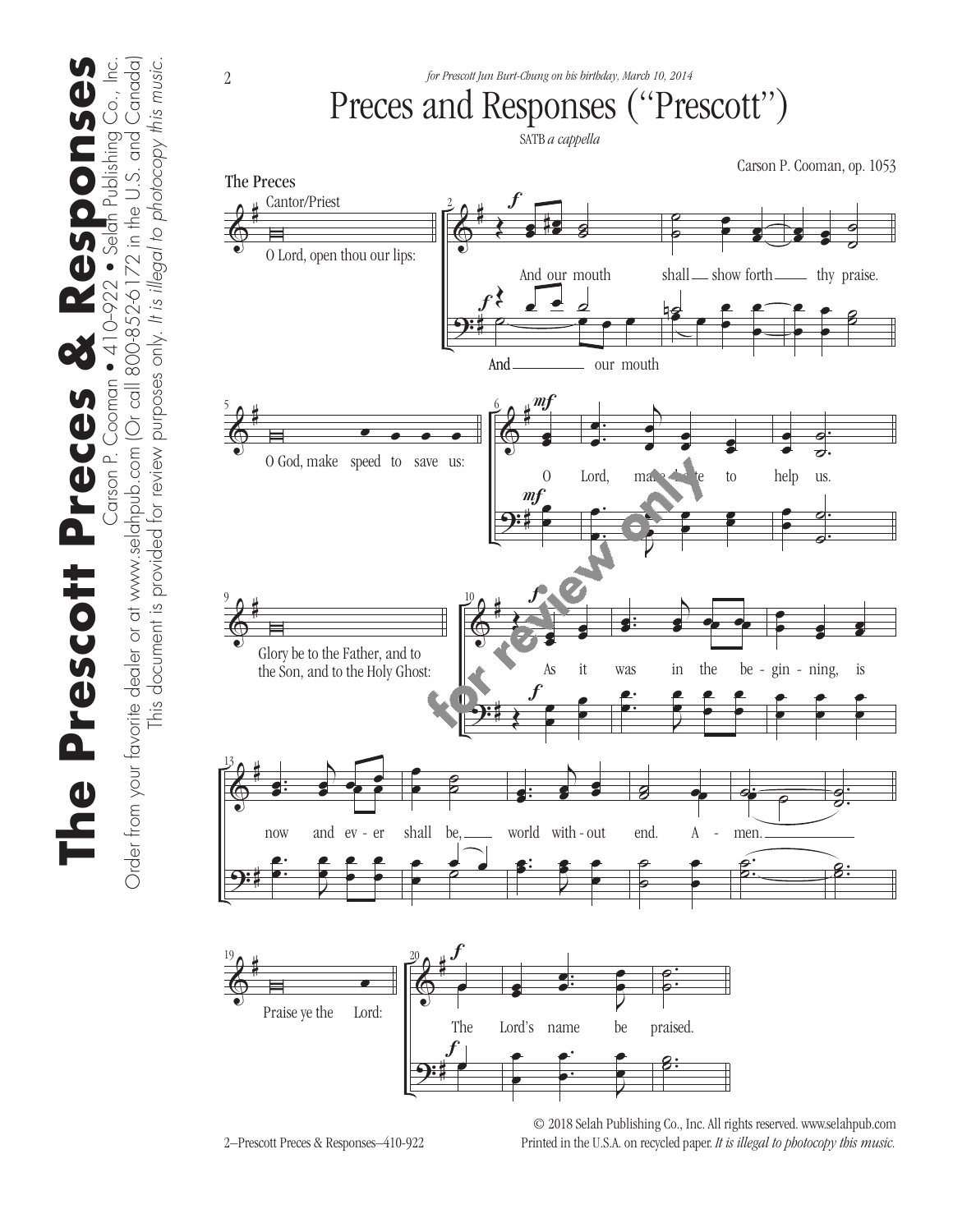*for Prescott Jun Burt-Chung on his birthday, March 10, 2014*

# Preces and Responses ("Prescott")

SATB *a cappella*

Carson P. Cooman, op. 1053

## The Preces

Cantor/Priest

O Lord, open thou our lips:

And our mouth shall show forth thy praise.

O God, make speed to save us:

O Lord, make haste to help us.

Glory be to the Father, and to the Son, and to the Holy Ghost:

As it was in the be-gin-ning, is now and ev-er shall be, world with-out end. A-men.

Praise ye the Lord:

The Lord's name be praised.

© 2018 Selah Publishing Co., Inc. All rights reserved. www.selahpub.com
Printed in the U.S.A. on recycled paper. *It is illegal to photocopy this music.*

2—Prescott Preces & Responses—410-922

**The Prescott Preces & Responses**
Carson P. Cooman • 410-922 • Selah Publishing Co., Inc.
Order from your favorite dealer or at www.selahpub.com (Or call 800-852-6172 in the U.S. and Canada)
This document is provided for review purposes only. *It is illegal to photocopy this music.*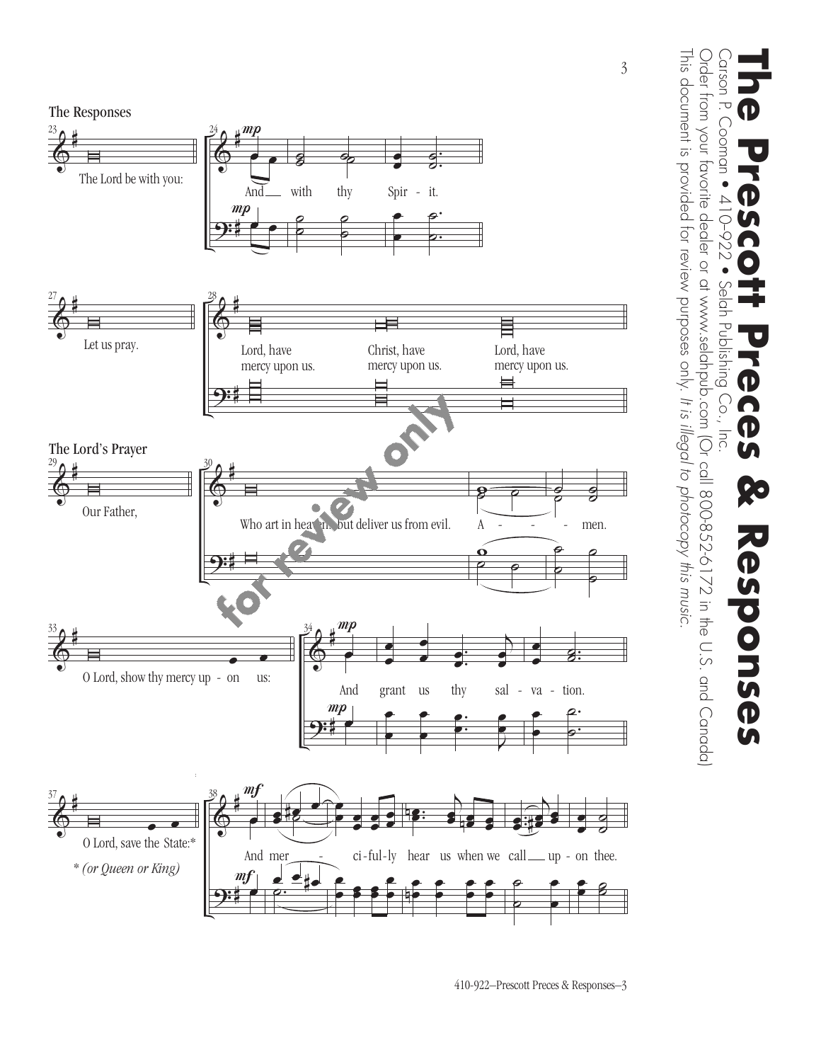### The Responses

The Lord be with you:

And with thy Spir - it.

Let us pray.

Lord, have mercy upon us. Christ, have mercy upon us. Lord, have mercy upon us.

### The Lord's Prayer

Our Father,

Who art in heaven... but deliver us from evil. A - - - - men.

O Lord, show thy mercy up - on us:

And grant us thy sal - va - tion.

O Lord, save the State:*

And mer - ci-ful-ly hear us when we call up - on thee.

\* *(or Queen or King)*

for review only

**The Prescott Preces & Responses**

Carson P. Cooman • 410-922 • Selah Publishing Co., Inc.

Order from your favorite dealer or at www.selahpub.com (Or call 800-852-6172 in the U.S. and Canada)

This document is provided for review purposes only. *It is illegal to photocopy this music.*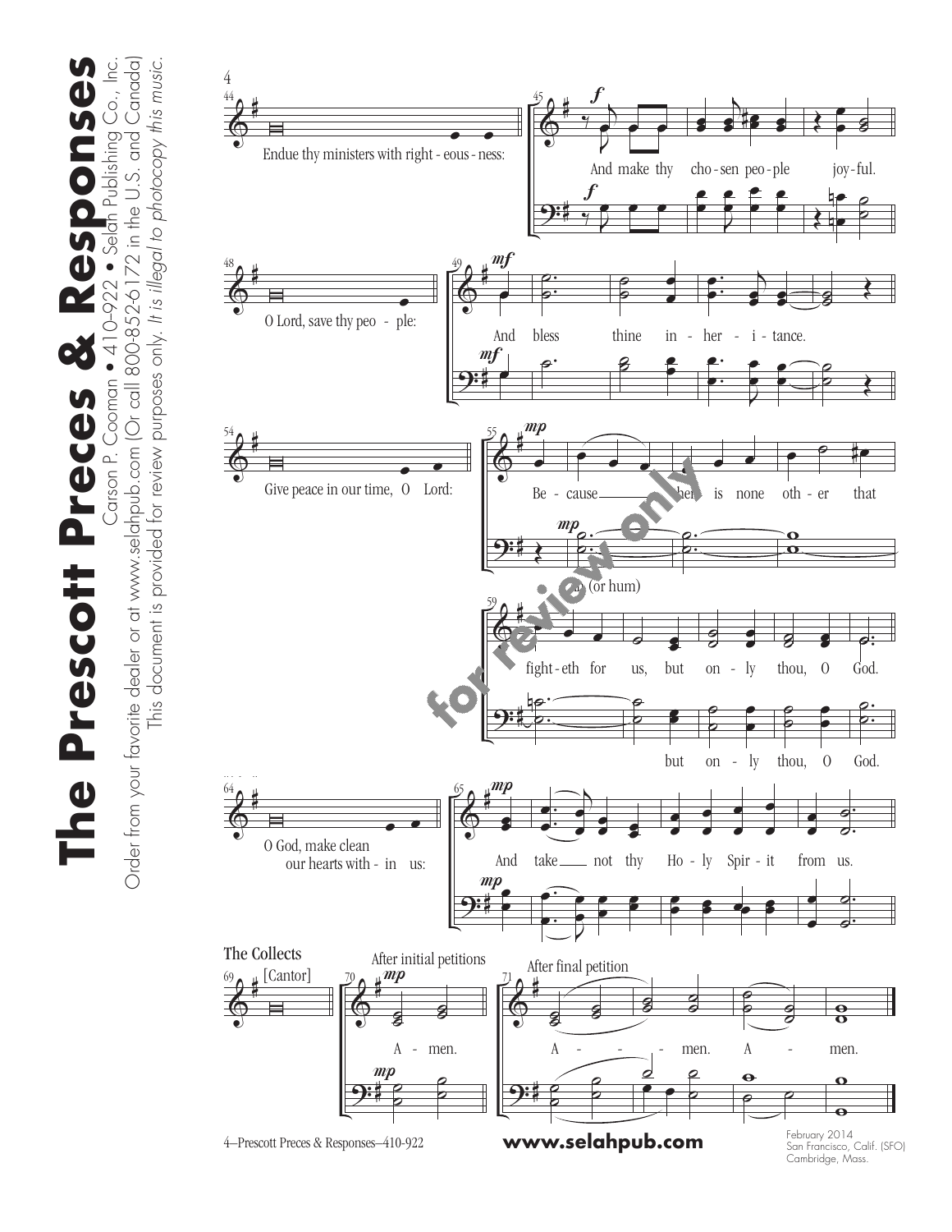Endue thy ministers with right - eous - ness:

And make thy cho - sen peo - ple joy - ful.

O Lord, save thy peo - ple:

And bless thine in - her - i - tance.

Give peace in our time, O Lord:

Be - cause there is none oth - er that fight - eth for us, but on - ly thou, O God.

Ah (or hum)

but on - ly thou, O God.

O God, make clean our hearts with - in us:

And take not thy Ho - ly Spir - it from us.

## The Collects

[Cantor]

After initial petitions

A - men.

After final petition

A - - - men. A - men.

February 2014
San Francisco, Calif. (SFO)
Cambridge, Mass.

**The Prescott Preces & Responses**

Carson P. Cooman • 410-922 • Selah Publishing Co., Inc.

Order from your favorite dealer or at www.selahpub.com (Or call 800-852-6172 in the U.S. and Canada)

This document is provided for review purposes only. *It is illegal to photocopy this music.*

for review only

4—Prescott Preces & Responses—410-922

**www.selahpub.com**